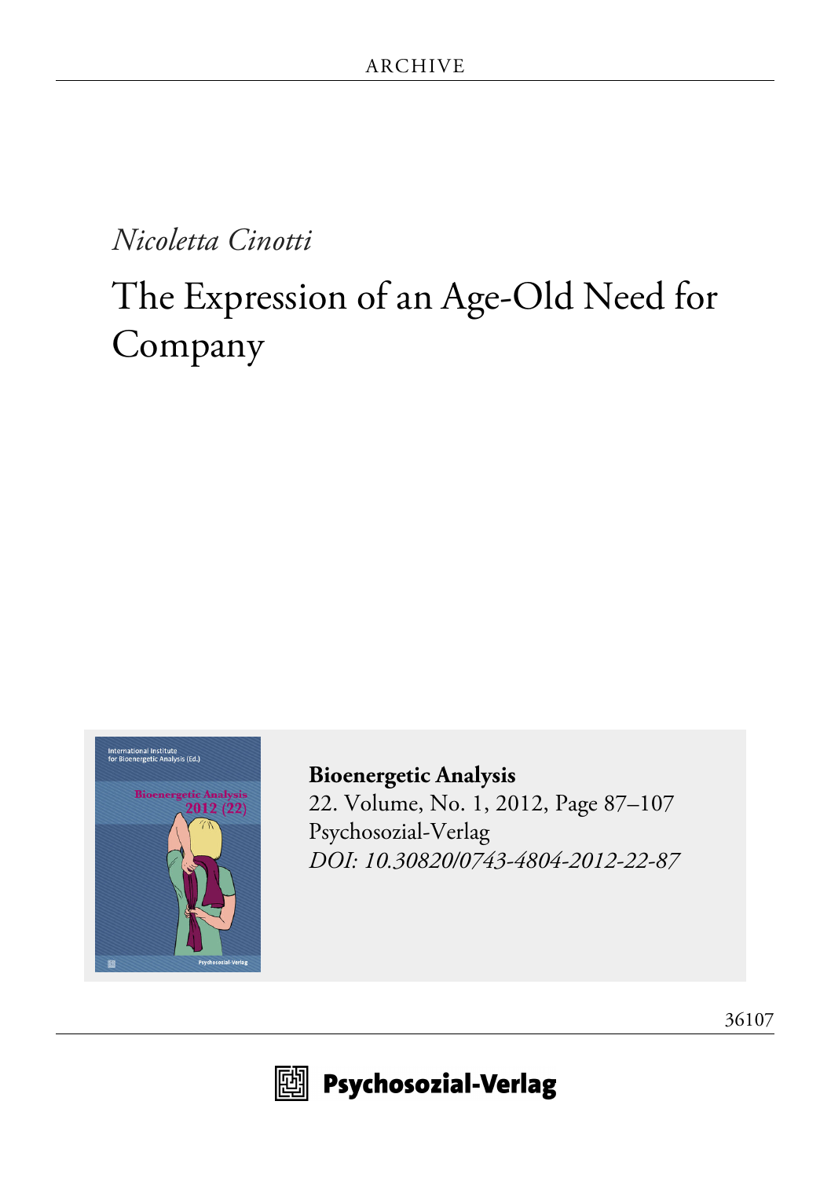ARCHIVE

*Nicoletta Cinotti*

# The Expression of an Age-Old Need for Company

**Bioenergetic Analysis**
22. Volume, No. 1, 2012, Page 87–107
Psychosozial-Verlag
*DOI: 10.30820/0743-4804-2012-22-87*

36107

Psychosozial-Verlag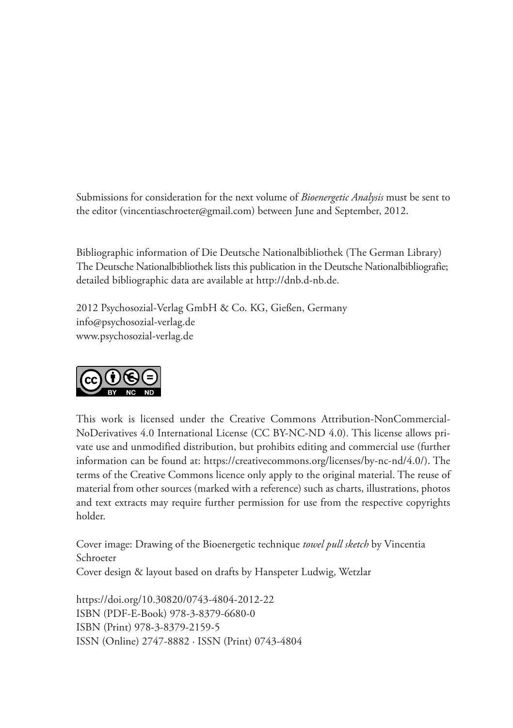Submissions for consideration for the next volume of *Bioenergetic Analysis* must be sent to the editor (vincentiaschroeter@gmail.com) between June and September, 2012.

Bibliographic information of Die Deutsche Nationalbibliothek (The German Library)
The Deutsche Nationalbibliothek lists this publication in the Deutsche Nationalbibliografie; detailed bibliographic data are available at http://dnb.d-nb.de.

2012 Psychosozial-Verlag GmbH & Co. KG, Gießen, Germany
info@psychosozial-verlag.de
www.psychosozial-verlag.de

This work is licensed under the Creative Commons Attribution-NonCommercial-NoDerivatives 4.0 International License (CC BY-NC-ND 4.0). This license allows private use and unmodified distribution, but prohibits editing and commercial use (further information can be found at: https://creativecommons.org/licenses/by-nc-nd/4.0/). The terms of the Creative Commons licence only apply to the original material. The reuse of material from other sources (marked with a reference) such as charts, illustrations, photos and text extracts may require further permission for use from the respective copyrights holder.

Cover image: Drawing of the Bioenergetic technique *towel pull sketch* by Vincentia Schroeter
Cover design & layout based on drafts by Hanspeter Ludwig, Wetzlar

https://doi.org/10.30820/0743-4804-2012-22
ISBN (PDF-E-Book) 978-3-8379-6680-0
ISBN (Print) 978-3-8379-2159-5
ISSN (Online) 2747-8882 · ISSN (Print) 0743-4804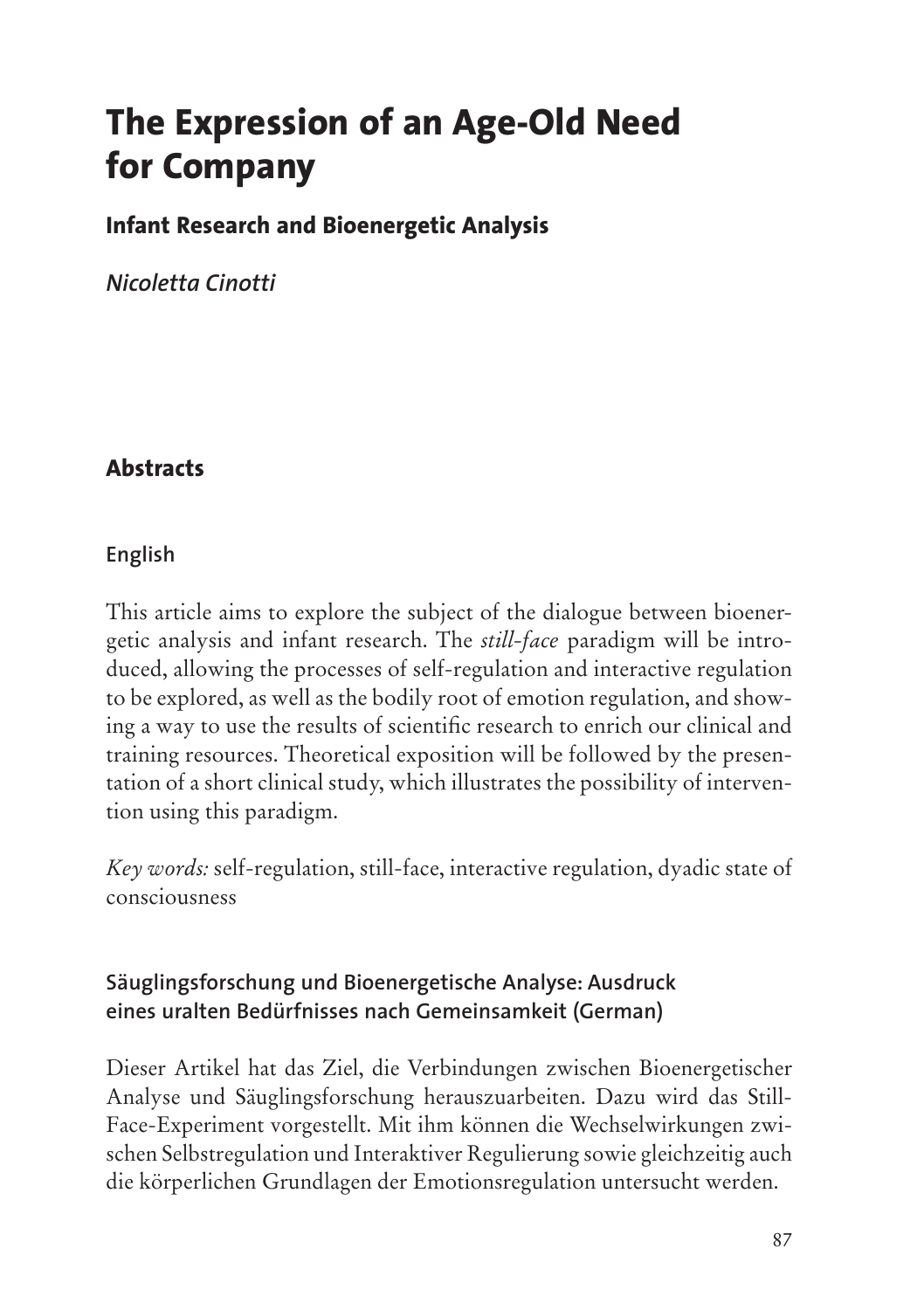# The Expression of an Age-Old Need for Company

## Infant Research and Bioenergetic Analysis

*Nicoletta Cinotti*

## Abstracts

### English

This article aims to explore the subject of the dialogue between bioenergetic analysis and infant research. The *still-face* paradigm will be introduced, allowing the processes of self-regulation and interactive regulation to be explored, as well as the bodily root of emotion regulation, and showing a way to use the results of scientific research to enrich our clinical and training resources. Theoretical exposition will be followed by the presentation of a short clinical study, which illustrates the possibility of intervention using this paradigm.

*Key words:* self-regulation, still-face, interactive regulation, dyadic state of consciousness

### Säuglingsforschung und Bioenergetische Analyse: Ausdruck eines uralten Bedürfnisses nach Gemeinsamkeit (German)

Dieser Artikel hat das Ziel, die Verbindungen zwischen Bioenergetischer Analyse und Säuglingsforschung herauszuarbeiten. Dazu wird das Still-Face-Experiment vorgestellt. Mit ihm können die Wechselwirkungen zwischen Selbstregulation und Interaktiver Regulierung sowie gleichzeitig auch die körperlichen Grundlagen der Emotionsregulation untersucht werden.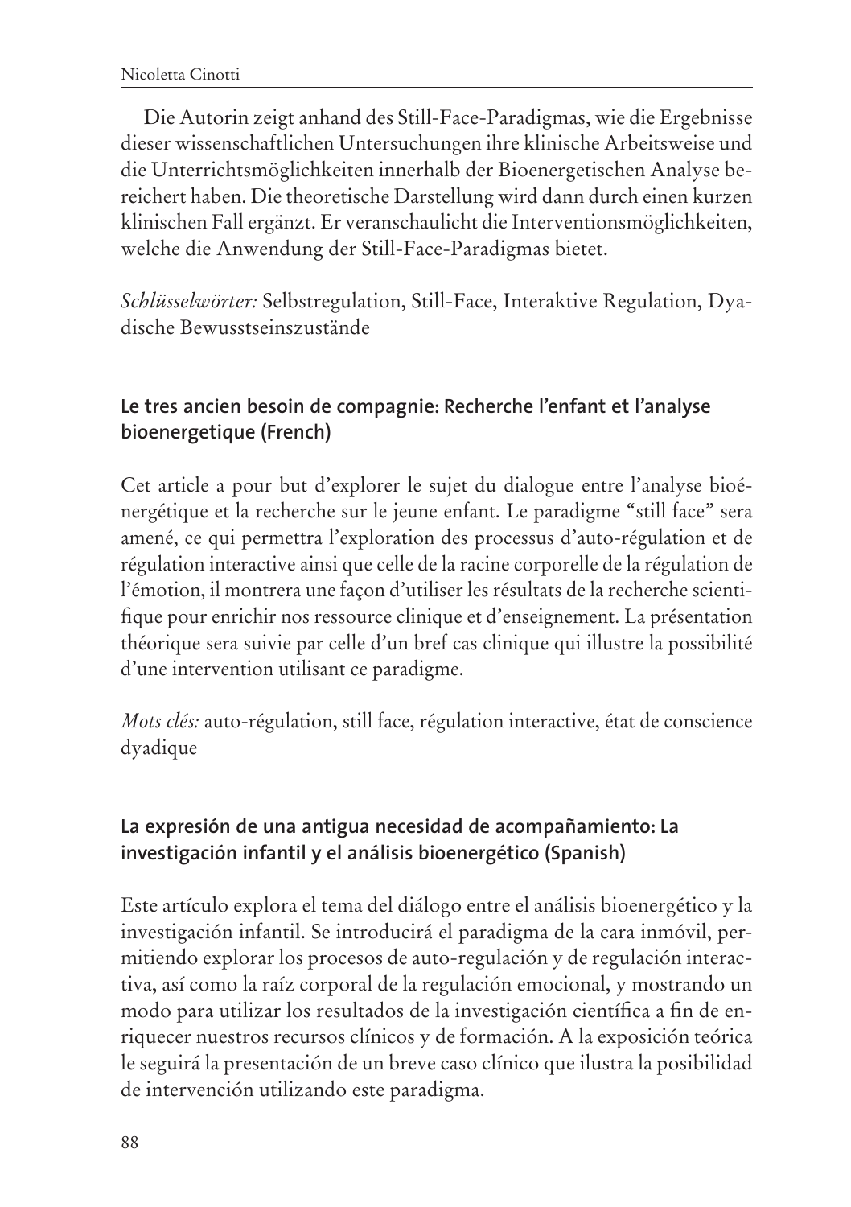Die Autorin zeigt anhand des Still-Face-Paradigmas, wie die Ergebnisse dieser wissenschaftlichen Untersuchungen ihre klinische Arbeitsweise und die Unterrichtsmöglichkeiten innerhalb der Bioenergetischen Analyse bereichert haben. Die theoretische Darstellung wird dann durch einen kurzen klinischen Fall ergänzt. Er veranschaulicht die Interventionsmöglichkeiten, welche die Anwendung der Still-Face-Paradigmas bietet.

*Schlüsselwörter:* Selbstregulation, Still-Face, Interaktive Regulation, Dyadische Bewusstseinszustände

## Le tres ancien besoin de compagnie: Recherche l'enfant et l'analyse bioenergetique (French)

Cet article a pour but d'explorer le sujet du dialogue entre l'analyse bioénergétique et la recherche sur le jeune enfant. Le paradigme "still face" sera amené, ce qui permettra l'exploration des processus d'auto-régulation et de régulation interactive ainsi que celle de la racine corporelle de la régulation de l'émotion, il montrera une façon d'utiliser les résultats de la recherche scientifique pour enrichir nos ressource clinique et d'enseignement. La présentation théorique sera suivie par celle d'un bref cas clinique qui illustre la possibilité d'une intervention utilisant ce paradigme.

*Mots clés:* auto-régulation, still face, régulation interactive, état de conscience dyadique

## La expresión de una antigua necesidad de acompañamiento: La investigación infantil y el análisis bioenergético (Spanish)

Este artículo explora el tema del diálogo entre el análisis bioenergético y la investigación infantil. Se introducirá el paradigma de la cara inmóvil, permitiendo explorar los procesos de auto-regulación y de regulación interactiva, así como la raíz corporal de la regulación emocional, y mostrando un modo para utilizar los resultados de la investigación científica a fin de enriquecer nuestros recursos clínicos y de formación. A la exposición teórica le seguirá la presentación de un breve caso clínico que ilustra la posibilidad de intervención utilizando este paradigma.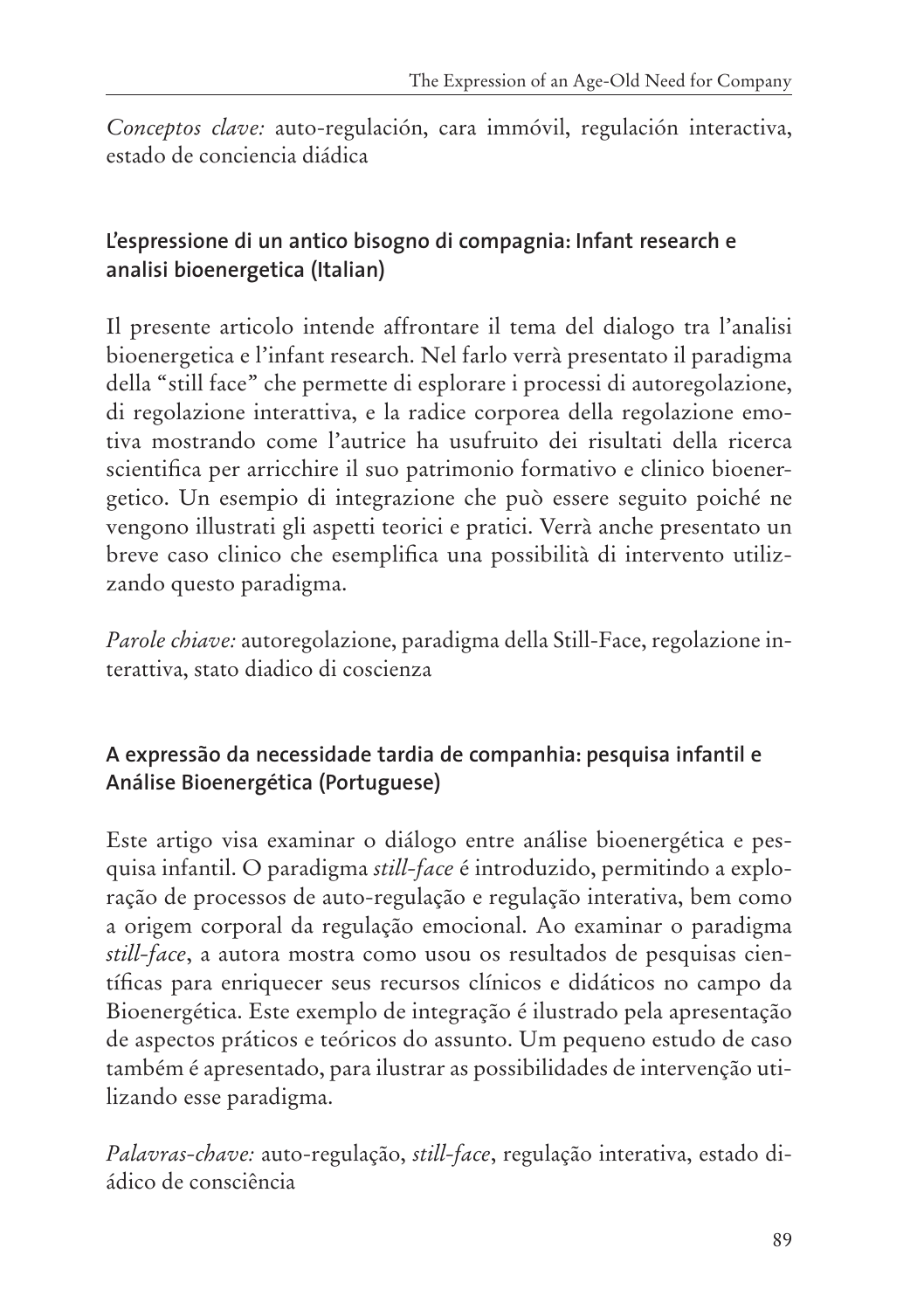*Conceptos clave:* auto-regulación, cara immóvil, regulación interactiva, estado de conciencia diádica

### L'espressione di un antico bisogno di compagnia: Infant research e analisi bioenergetica (Italian)

Il presente articolo intende affrontare il tema del dialogo tra l'analisi bioenergetica e l'infant research. Nel farlo verrà presentato il paradigma della "still face" che permette di esplorare i processi di autoregolazione, di regolazione interattiva, e la radice corporea della regolazione emotiva mostrando come l'autrice ha usufruito dei risultati della ricerca scientifica per arricchire il suo patrimonio formativo e clinico bioenergetico. Un esempio di integrazione che può essere seguito poiché ne vengono illustrati gli aspetti teorici e pratici. Verrà anche presentato un breve caso clinico che esemplifica una possibilità di intervento utilizzando questo paradigma.

*Parole chiave:* autoregolazione, paradigma della Still-Face, regolazione interattiva, stato diadico di coscienza

### A expressão da necessidade tardia de companhia: pesquisa infantil e Análise Bioenergética (Portuguese)

Este artigo visa examinar o diálogo entre análise bioenergética e pesquisa infantil. O paradigma *still-face* é introduzido, permitindo a exploração de processos de auto-regulação e regulação interativa, bem como a origem corporal da regulação emocional. Ao examinar o paradigma *still-face*, a autora mostra como usou os resultados de pesquisas científicas para enriquecer seus recursos clínicos e didáticos no campo da Bioenergética. Este exemplo de integração é ilustrado pela apresentação de aspectos práticos e teóricos do assunto. Um pequeno estudo de caso também é apresentado, para ilustrar as possibilidades de intervenção utilizando esse paradigma.

*Palavras-chave:* auto-regulação, *still-face*, regulação interativa, estado diádico de consciência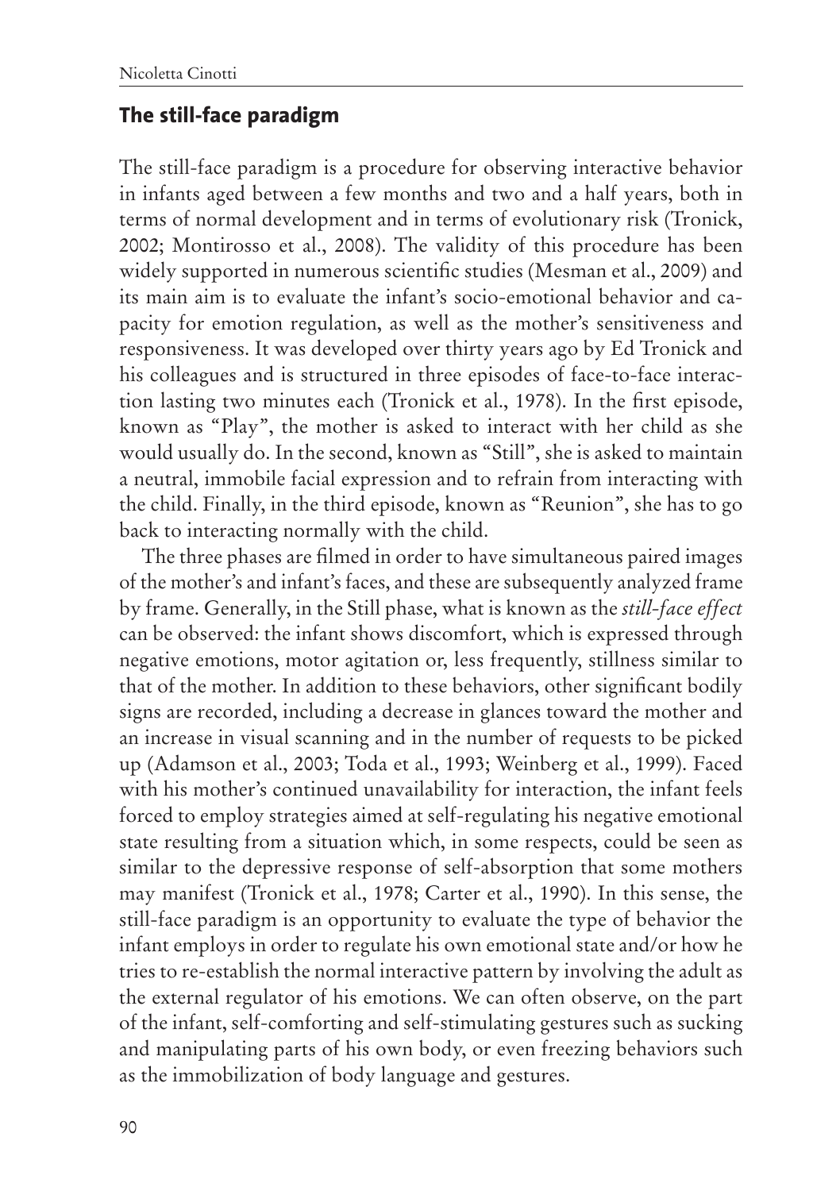## The still-face paradigm

The still-face paradigm is a procedure for observing interactive behavior in infants aged between a few months and two and a half years, both in terms of normal development and in terms of evolutionary risk (Tronick, 2002; Montirosso et al., 2008). The validity of this procedure has been widely supported in numerous scientific studies (Mesman et al., 2009) and its main aim is to evaluate the infant's socio-emotional behavior and capacity for emotion regulation, as well as the mother's sensitiveness and responsiveness. It was developed over thirty years ago by Ed Tronick and his colleagues and is structured in three episodes of face-to-face interaction lasting two minutes each (Tronick et al., 1978). In the first episode, known as "Play", the mother is asked to interact with her child as she would usually do. In the second, known as "Still", she is asked to maintain a neutral, immobile facial expression and to refrain from interacting with the child. Finally, in the third episode, known as "Reunion", she has to go back to interacting normally with the child.

The three phases are filmed in order to have simultaneous paired images of the mother's and infant's faces, and these are subsequently analyzed frame by frame. Generally, in the Still phase, what is known as the *still-face effect* can be observed: the infant shows discomfort, which is expressed through negative emotions, motor agitation or, less frequently, stillness similar to that of the mother. In addition to these behaviors, other significant bodily signs are recorded, including a decrease in glances toward the mother and an increase in visual scanning and in the number of requests to be picked up (Adamson et al., 2003; Toda et al., 1993; Weinberg et al., 1999). Faced with his mother's continued unavailability for interaction, the infant feels forced to employ strategies aimed at self-regulating his negative emotional state resulting from a situation which, in some respects, could be seen as similar to the depressive response of self-absorption that some mothers may manifest (Tronick et al., 1978; Carter et al., 1990). In this sense, the still-face paradigm is an opportunity to evaluate the type of behavior the infant employs in order to regulate his own emotional state and/or how he tries to re-establish the normal interactive pattern by involving the adult as the external regulator of his emotions. We can often observe, on the part of the infant, self-comforting and self-stimulating gestures such as sucking and manipulating parts of his own body, or even freezing behaviors such as the immobilization of body language and gestures.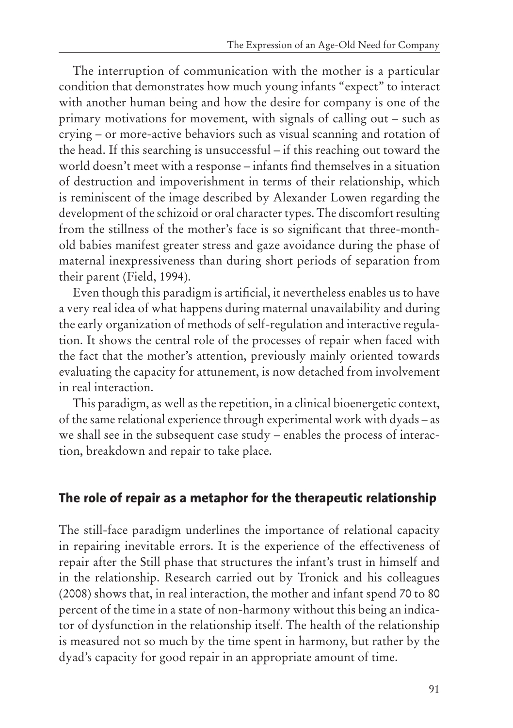The interruption of communication with the mother is a particular condition that demonstrates how much young infants "expect" to interact with another human being and how the desire for company is one of the primary motivations for movement, with signals of calling out – such as crying – or more-active behaviors such as visual scanning and rotation of the head. If this searching is unsuccessful – if this reaching out toward the world doesn't meet with a response – infants find themselves in a situation of destruction and impoverishment in terms of their relationship, which is reminiscent of the image described by Alexander Lowen regarding the development of the schizoid or oral character types. The discomfort resulting from the stillness of the mother's face is so significant that three-month-old babies manifest greater stress and gaze avoidance during the phase of maternal inexpressiveness than during short periods of separation from their parent (Field, 1994).

Even though this paradigm is artificial, it nevertheless enables us to have a very real idea of what happens during maternal unavailability and during the early organization of methods of self-regulation and interactive regulation. It shows the central role of the processes of repair when faced with the fact that the mother's attention, previously mainly oriented towards evaluating the capacity for attunement, is now detached from involvement in real interaction.

This paradigm, as well as the repetition, in a clinical bioenergetic context, of the same relational experience through experimental work with dyads – as we shall see in the subsequent case study – enables the process of interaction, breakdown and repair to take place.

## The role of repair as a metaphor for the therapeutic relationship

The still-face paradigm underlines the importance of relational capacity in repairing inevitable errors. It is the experience of the effectiveness of repair after the Still phase that structures the infant's trust in himself and in the relationship. Research carried out by Tronick and his colleagues (2008) shows that, in real interaction, the mother and infant spend 70 to 80 percent of the time in a state of non-harmony without this being an indicator of dysfunction in the relationship itself. The health of the relationship is measured not so much by the time spent in harmony, but rather by the dyad's capacity for good repair in an appropriate amount of time.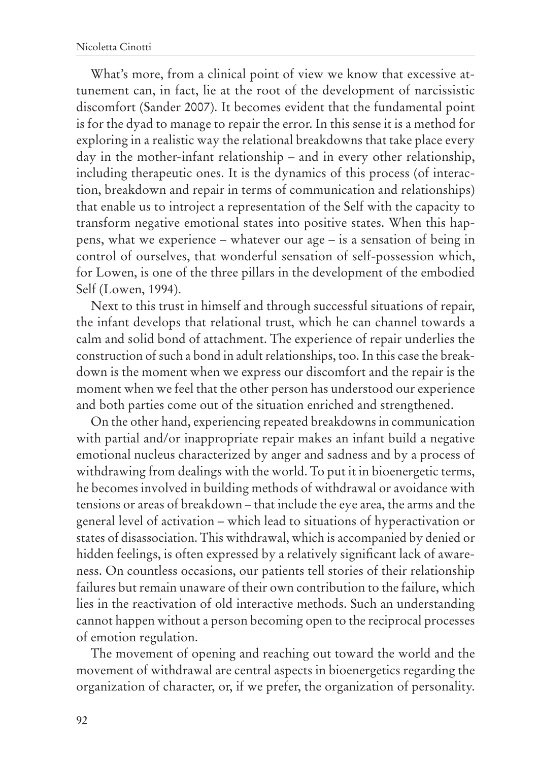What's more, from a clinical point of view we know that excessive attunement can, in fact, lie at the root of the development of narcissistic discomfort (Sander 2007). It becomes evident that the fundamental point is for the dyad to manage to repair the error. In this sense it is a method for exploring in a realistic way the relational breakdowns that take place every day in the mother-infant relationship – and in every other relationship, including therapeutic ones. It is the dynamics of this process (of interaction, breakdown and repair in terms of communication and relationships) that enable us to introject a representation of the Self with the capacity to transform negative emotional states into positive states. When this happens, what we experience – whatever our age – is a sensation of being in control of ourselves, that wonderful sensation of self-possession which, for Lowen, is one of the three pillars in the development of the embodied Self (Lowen, 1994).

Next to this trust in himself and through successful situations of repair, the infant develops that relational trust, which he can channel towards a calm and solid bond of attachment. The experience of repair underlies the construction of such a bond in adult relationships, too. In this case the breakdown is the moment when we express our discomfort and the repair is the moment when we feel that the other person has understood our experience and both parties come out of the situation enriched and strengthened.

On the other hand, experiencing repeated breakdowns in communication with partial and/or inappropriate repair makes an infant build a negative emotional nucleus characterized by anger and sadness and by a process of withdrawing from dealings with the world. To put it in bioenergetic terms, he becomes involved in building methods of withdrawal or avoidance with tensions or areas of breakdown – that include the eye area, the arms and the general level of activation – which lead to situations of hyperactivation or states of disassociation. This withdrawal, which is accompanied by denied or hidden feelings, is often expressed by a relatively significant lack of awareness. On countless occasions, our patients tell stories of their relationship failures but remain unaware of their own contribution to the failure, which lies in the reactivation of old interactive methods. Such an understanding cannot happen without a person becoming open to the reciprocal processes of emotion regulation.

The movement of opening and reaching out toward the world and the movement of withdrawal are central aspects in bioenergetics regarding the organization of character, or, if we prefer, the organization of personality.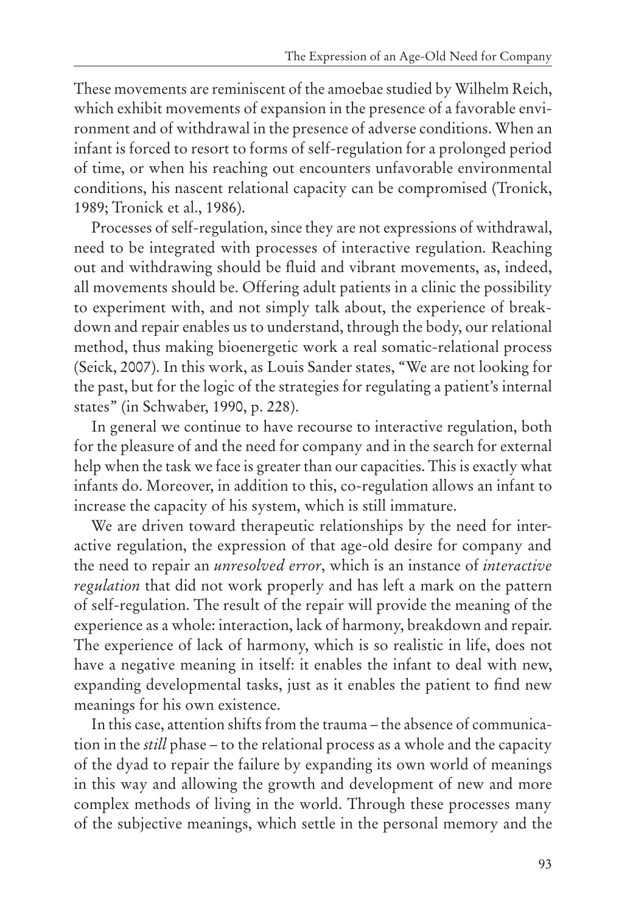These movements are reminiscent of the amoebae studied by Wilhelm Reich, which exhibit movements of expansion in the presence of a favorable environment and of withdrawal in the presence of adverse conditions. When an infant is forced to resort to forms of self-regulation for a prolonged period of time, or when his reaching out encounters unfavorable environmental conditions, his nascent relational capacity can be compromised (Tronick, 1989; Tronick et al., 1986).

Processes of self-regulation, since they are not expressions of withdrawal, need to be integrated with processes of interactive regulation. Reaching out and withdrawing should be fluid and vibrant movements, as, indeed, all movements should be. Offering adult patients in a clinic the possibility to experiment with, and not simply talk about, the experience of breakdown and repair enables us to understand, through the body, our relational method, thus making bioenergetic work a real somatic-relational process (Seick, 2007). In this work, as Louis Sander states, "We are not looking for the past, but for the logic of the strategies for regulating a patient's internal states" (in Schwaber, 1990, p. 228).

In general we continue to have recourse to interactive regulation, both for the pleasure of and the need for company and in the search for external help when the task we face is greater than our capacities. This is exactly what infants do. Moreover, in addition to this, co-regulation allows an infant to increase the capacity of his system, which is still immature.

We are driven toward therapeutic relationships by the need for interactive regulation, the expression of that age-old desire for company and the need to repair an *unresolved error*, which is an instance of *interactive regulation* that did not work properly and has left a mark on the pattern of self-regulation. The result of the repair will provide the meaning of the experience as a whole: interaction, lack of harmony, breakdown and repair. The experience of lack of harmony, which is so realistic in life, does not have a negative meaning in itself: it enables the infant to deal with new, expanding developmental tasks, just as it enables the patient to find new meanings for his own existence.

In this case, attention shifts from the trauma – the absence of communication in the *still* phase – to the relational process as a whole and the capacity of the dyad to repair the failure by expanding its own world of meanings in this way and allowing the growth and development of new and more complex methods of living in the world. Through these processes many of the subjective meanings, which settle in the personal memory and the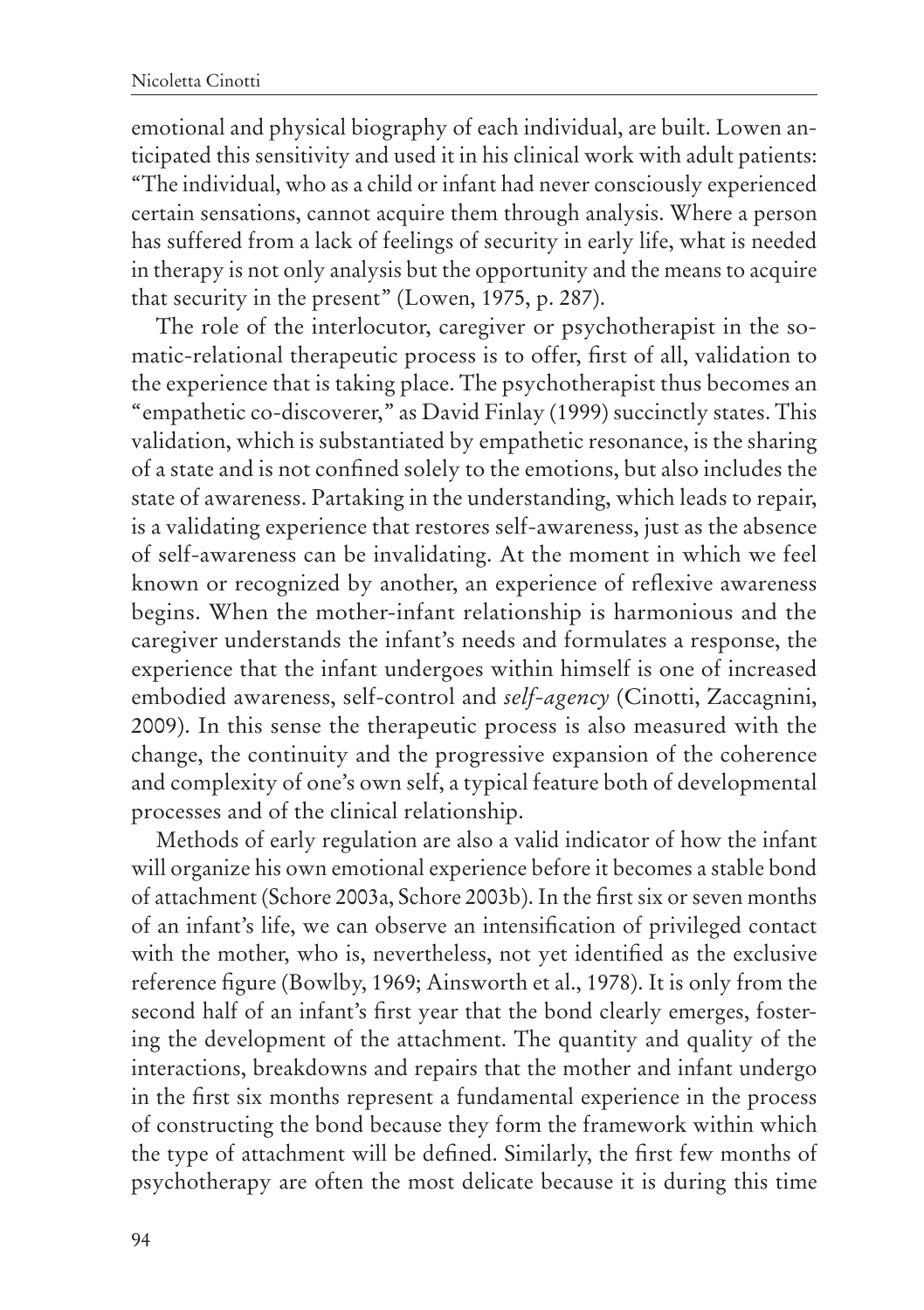emotional and physical biography of each individual, are built. Lowen anticipated this sensitivity and used it in his clinical work with adult patients: "The individual, who as a child or infant had never consciously experienced certain sensations, cannot acquire them through analysis. Where a person has suffered from a lack of feelings of security in early life, what is needed in therapy is not only analysis but the opportunity and the means to acquire that security in the present" (Lowen, 1975, p. 287).

The role of the interlocutor, caregiver or psychotherapist in the somatic-relational therapeutic process is to offer, first of all, validation to the experience that is taking place. The psychotherapist thus becomes an "empathetic co-discoverer," as David Finlay (1999) succinctly states. This validation, which is substantiated by empathetic resonance, is the sharing of a state and is not confined solely to the emotions, but also includes the state of awareness. Partaking in the understanding, which leads to repair, is a validating experience that restores self-awareness, just as the absence of self-awareness can be invalidating. At the moment in which we feel known or recognized by another, an experience of reflexive awareness begins. When the mother-infant relationship is harmonious and the caregiver understands the infant's needs and formulates a response, the experience that the infant undergoes within himself is one of increased embodied awareness, self-control and *self-agency* (Cinotti, Zaccagnini, 2009). In this sense the therapeutic process is also measured with the change, the continuity and the progressive expansion of the coherence and complexity of one's own self, a typical feature both of developmental processes and of the clinical relationship.

Methods of early regulation are also a valid indicator of how the infant will organize his own emotional experience before it becomes a stable bond of attachment (Schore 2003a, Schore 2003b). In the first six or seven months of an infant's life, we can observe an intensification of privileged contact with the mother, who is, nevertheless, not yet identified as the exclusive reference figure (Bowlby, 1969; Ainsworth et al., 1978). It is only from the second half of an infant's first year that the bond clearly emerges, fostering the development of the attachment. The quantity and quality of the interactions, breakdowns and repairs that the mother and infant undergo in the first six months represent a fundamental experience in the process of constructing the bond because they form the framework within which the type of attachment will be defined. Similarly, the first few months of psychotherapy are often the most delicate because it is during this time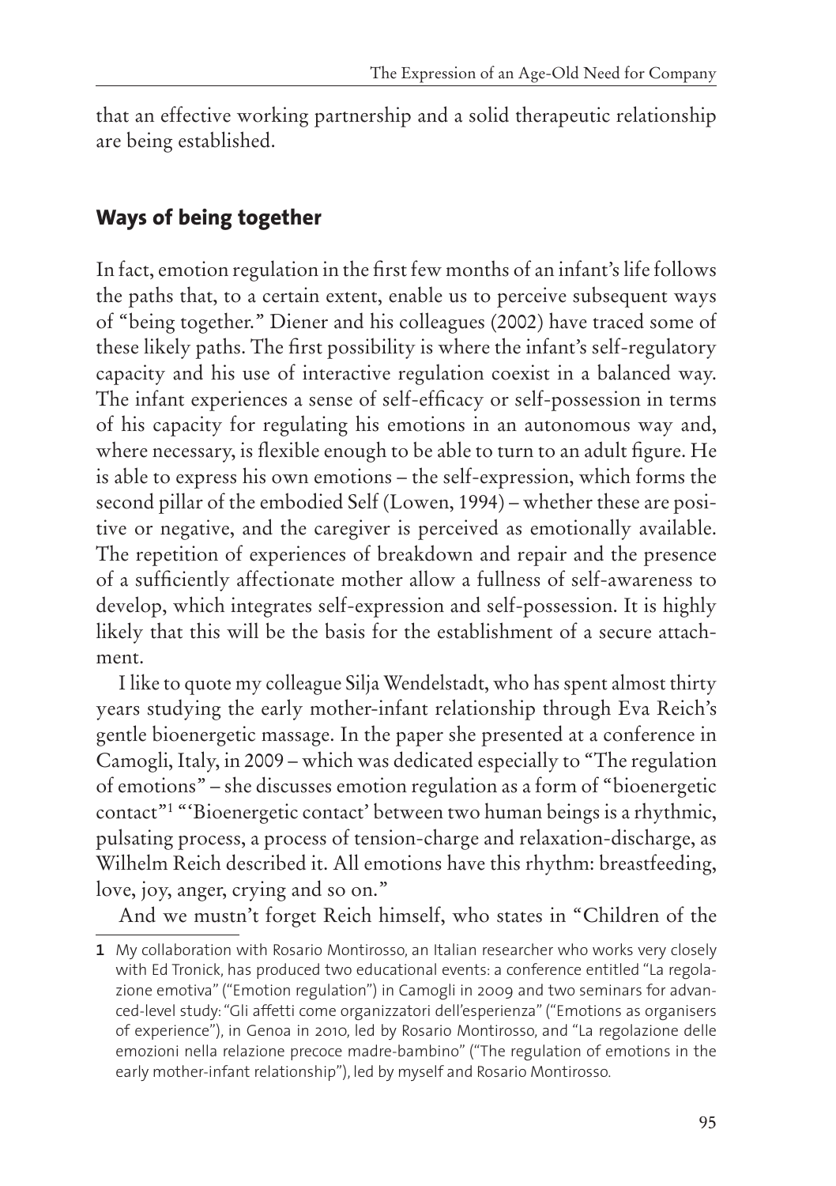that an effective working partnership and a solid therapeutic relationship are being established.

## Ways of being together

In fact, emotion regulation in the first few months of an infant's life follows the paths that, to a certain extent, enable us to perceive subsequent ways of "being together." Diener and his colleagues (2002) have traced some of these likely paths. The first possibility is where the infant's self-regulatory capacity and his use of interactive regulation coexist in a balanced way. The infant experiences a sense of self-efficacy or self-possession in terms of his capacity for regulating his emotions in an autonomous way and, where necessary, is flexible enough to be able to turn to an adult figure. He is able to express his own emotions – the self-expression, which forms the second pillar of the embodied Self (Lowen, 1994) – whether these are positive or negative, and the caregiver is perceived as emotionally available. The repetition of experiences of breakdown and repair and the presence of a sufficiently affectionate mother allow a fullness of self-awareness to develop, which integrates self-expression and self-possession. It is highly likely that this will be the basis for the establishment of a secure attachment.

I like to quote my colleague Silja Wendelstadt, who has spent almost thirty years studying the early mother-infant relationship through Eva Reich's gentle bioenergetic massage. In the paper she presented at a conference in Camogli, Italy, in 2009 – which was dedicated especially to "The regulation of emotions" – she discusses emotion regulation as a form of "bioenergetic contact"[1] "'Bioenergetic contact' between two human beings is a rhythmic, pulsating process, a process of tension-charge and relaxation-discharge, as Wilhelm Reich described it. All emotions have this rhythm: breastfeeding, love, joy, anger, crying and so on."

And we mustn't forget Reich himself, who states in "Children of the

---

[1] My collaboration with Rosario Montirosso, an Italian researcher who works very closely with Ed Tronick, has produced two educational events: a conference entitled "La regolazione emotiva" ("Emotion regulation") in Camogli in 2009 and two seminars for advanced-level study: "Gli affetti come organizzatori dell'esperienza" ("Emotions as organisers of experience"), in Genoa in 2010, led by Rosario Montirosso, and "La regolazione delle emozioni nella relazione precoce madre-bambino" ("The regulation of emotions in the early mother-infant relationship"), led by myself and Rosario Montirosso.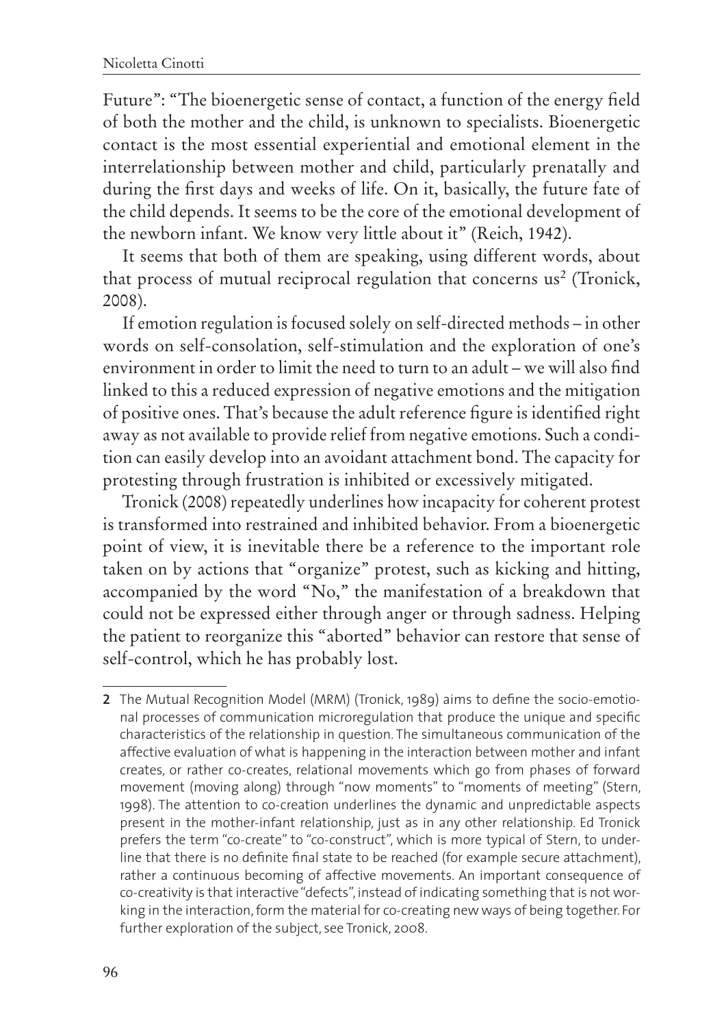Future": "The bioenergetic sense of contact, a function of the energy field of both the mother and the child, is unknown to specialists. Bioenergetic contact is the most essential experiential and emotional element in the interrelationship between mother and child, particularly prenatally and during the first days and weeks of life. On it, basically, the future fate of the child depends. It seems to be the core of the emotional development of the newborn infant. We know very little about it" (Reich, 1942).

It seems that both of them are speaking, using different words, about that process of mutual reciprocal regulation that concerns us[2] (Tronick, 2008).

If emotion regulation is focused solely on self-directed methods – in other words on self-consolation, self-stimulation and the exploration of one's environment in order to limit the need to turn to an adult – we will also find linked to this a reduced expression of negative emotions and the mitigation of positive ones. That's because the adult reference figure is identified right away as not available to provide relief from negative emotions. Such a condition can easily develop into an avoidant attachment bond. The capacity for protesting through frustration is inhibited or excessively mitigated.

Tronick (2008) repeatedly underlines how incapacity for coherent protest is transformed into restrained and inhibited behavior. From a bioenergetic point of view, it is inevitable there be a reference to the important role taken on by actions that "organize" protest, such as kicking and hitting, accompanied by the word "No," the manifestation of a breakdown that could not be expressed either through anger or through sadness. Helping the patient to reorganize this "aborted" behavior can restore that sense of self-control, which he has probably lost.

---

2 The Mutual Recognition Model (MRM) (Tronick, 1989) aims to define the socio-emotional processes of communication microregulation that produce the unique and specific characteristics of the relationship in question. The simultaneous communication of the affective evaluation of what is happening in the interaction between mother and infant creates, or rather co-creates, relational movements which go from phases of forward movement (moving along) through "now moments" to "moments of meeting" (Stern, 1998). The attention to co-creation underlines the dynamic and unpredictable aspects present in the mother-infant relationship, just as in any other relationship. Ed Tronick prefers the term "co-create" to "co-construct", which is more typical of Stern, to underline that there is no definite final state to be reached (for example secure attachment), rather a continuous becoming of affective movements. An important consequence of co-creativity is that interactive "defects", instead of indicating something that is not working in the interaction, form the material for co-creating new ways of being together. For further exploration of the subject, see Tronick, 2008.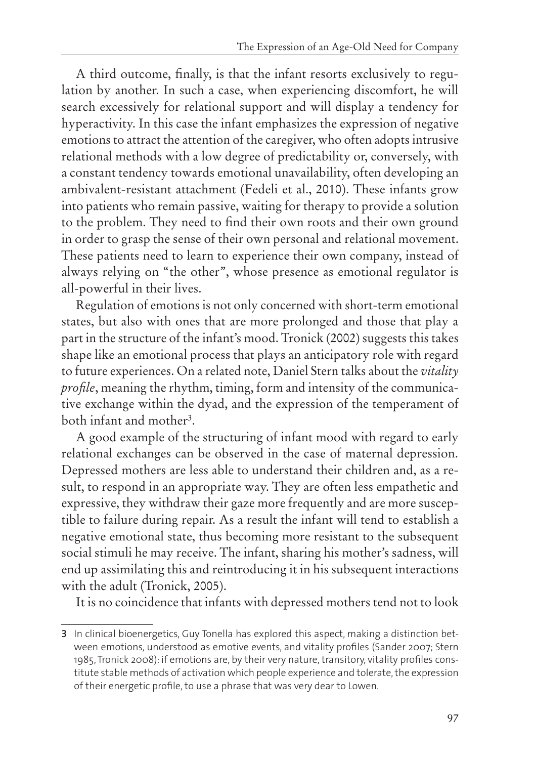A third outcome, finally, is that the infant resorts exclusively to regulation by another. In such a case, when experiencing discomfort, he will search excessively for relational support and will display a tendency for hyperactivity. In this case the infant emphasizes the expression of negative emotions to attract the attention of the caregiver, who often adopts intrusive relational methods with a low degree of predictability or, conversely, with a constant tendency towards emotional unavailability, often developing an ambivalent-resistant attachment (Fedeli et al., 2010). These infants grow into patients who remain passive, waiting for therapy to provide a solution to the problem. They need to find their own roots and their own ground in order to grasp the sense of their own personal and relational movement. These patients need to learn to experience their own company, instead of always relying on "the other", whose presence as emotional regulator is all-powerful in their lives.

Regulation of emotions is not only concerned with short-term emotional states, but also with ones that are more prolonged and those that play a part in the structure of the infant's mood. Tronick (2002) suggests this takes shape like an emotional process that plays an anticipatory role with regard to future experiences. On a related note, Daniel Stern talks about the *vitality profile*, meaning the rhythm, timing, form and intensity of the communicative exchange within the dyad, and the expression of the temperament of both infant and mother[3].

A good example of the structuring of infant mood with regard to early relational exchanges can be observed in the case of maternal depression. Depressed mothers are less able to understand their children and, as a result, to respond in an appropriate way. They are often less empathetic and expressive, they withdraw their gaze more frequently and are more susceptible to failure during repair. As a result the infant will tend to establish a negative emotional state, thus becoming more resistant to the subsequent social stimuli he may receive. The infant, sharing his mother's sadness, will end up assimilating this and reintroducing it in his subsequent interactions with the adult (Tronick, 2005).

It is no coincidence that infants with depressed mothers tend not to look

---

[3] In clinical bioenergetics, Guy Tonella has explored this aspect, making a distinction between emotions, understood as emotive events, and vitality profiles (Sander 2007; Stern 1985, Tronick 2008): if emotions are, by their very nature, transitory, vitality profiles constitute stable methods of activation which people experience and tolerate, the expression of their energetic profile, to use a phrase that was very dear to Lowen.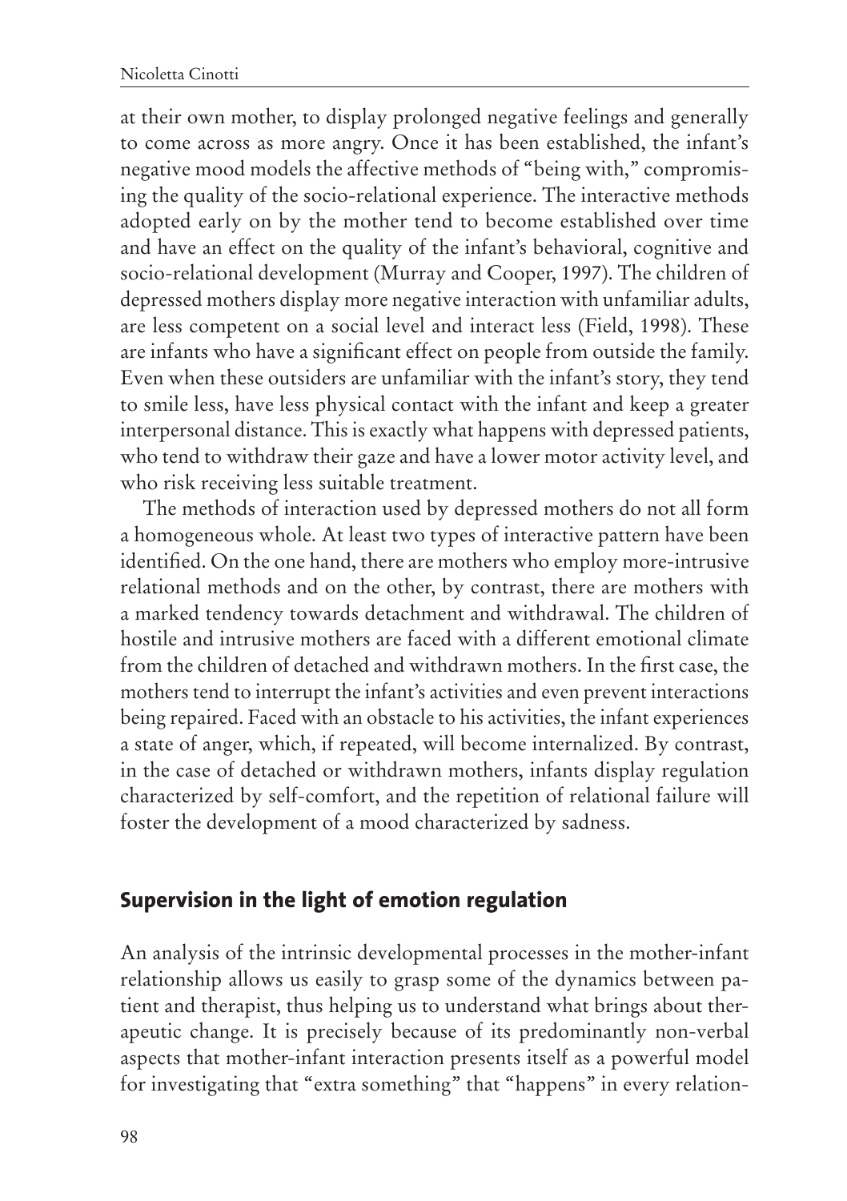at their own mother, to display prolonged negative feelings and generally to come across as more angry. Once it has been established, the infant's negative mood models the affective methods of "being with," compromising the quality of the socio-relational experience. The interactive methods adopted early on by the mother tend to become established over time and have an effect on the quality of the infant's behavioral, cognitive and socio-relational development (Murray and Cooper, 1997). The children of depressed mothers display more negative interaction with unfamiliar adults, are less competent on a social level and interact less (Field, 1998). These are infants who have a significant effect on people from outside the family. Even when these outsiders are unfamiliar with the infant's story, they tend to smile less, have less physical contact with the infant and keep a greater interpersonal distance. This is exactly what happens with depressed patients, who tend to withdraw their gaze and have a lower motor activity level, and who risk receiving less suitable treatment.

The methods of interaction used by depressed mothers do not all form a homogeneous whole. At least two types of interactive pattern have been identified. On the one hand, there are mothers who employ more-intrusive relational methods and on the other, by contrast, there are mothers with a marked tendency towards detachment and withdrawal. The children of hostile and intrusive mothers are faced with a different emotional climate from the children of detached and withdrawn mothers. In the first case, the mothers tend to interrupt the infant's activities and even prevent interactions being repaired. Faced with an obstacle to his activities, the infant experiences a state of anger, which, if repeated, will become internalized. By contrast, in the case of detached or withdrawn mothers, infants display regulation characterized by self-comfort, and the repetition of relational failure will foster the development of a mood characterized by sadness.

## Supervision in the light of emotion regulation

An analysis of the intrinsic developmental processes in the mother-infant relationship allows us easily to grasp some of the dynamics between patient and therapist, thus helping us to understand what brings about therapeutic change. It is precisely because of its predominantly non-verbal aspects that mother-infant interaction presents itself as a powerful model for investigating that "extra something" that "happens" in every relation-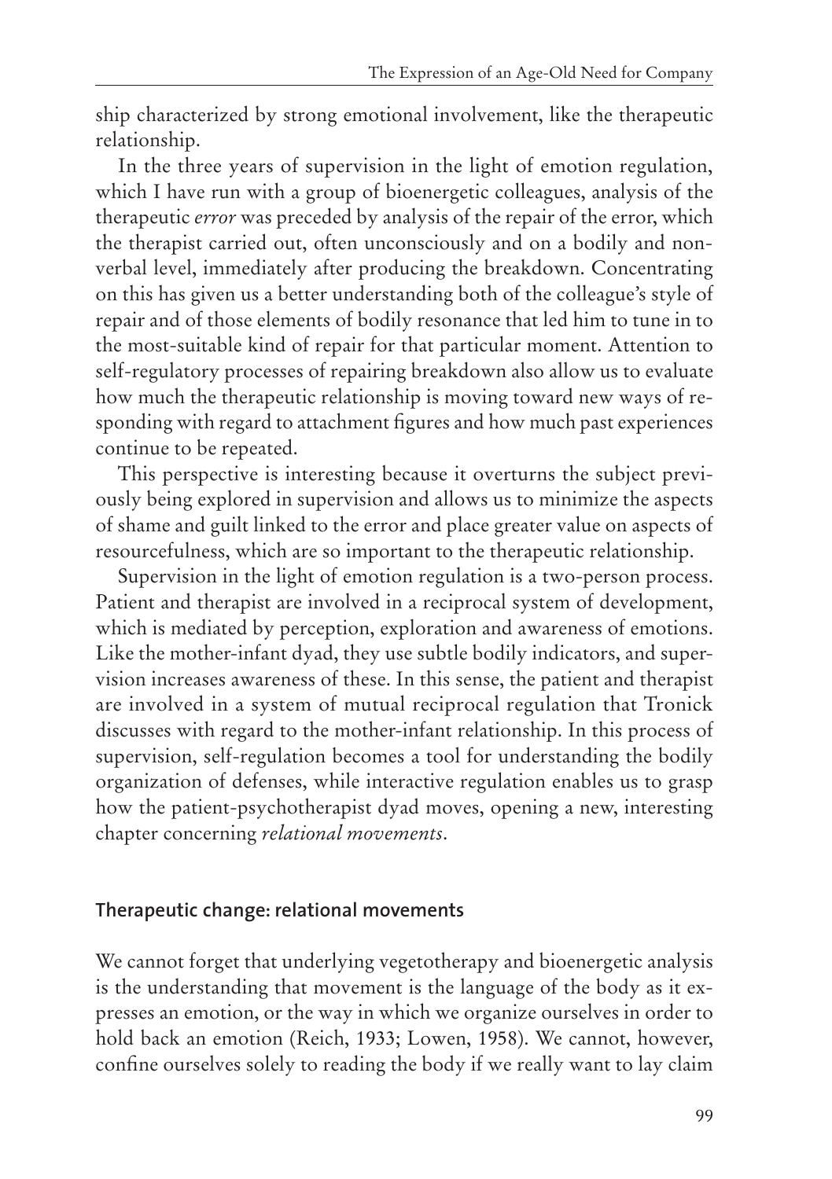ship characterized by strong emotional involvement, like the therapeutic relationship.

In the three years of supervision in the light of emotion regulation, which I have run with a group of bioenergetic colleagues, analysis of the therapeutic *error* was preceded by analysis of the repair of the error, which the therapist carried out, often unconsciously and on a bodily and nonverbal level, immediately after producing the breakdown. Concentrating on this has given us a better understanding both of the colleague's style of repair and of those elements of bodily resonance that led him to tune in to the most-suitable kind of repair for that particular moment. Attention to self-regulatory processes of repairing breakdown also allow us to evaluate how much the therapeutic relationship is moving toward new ways of responding with regard to attachment figures and how much past experiences continue to be repeated.

This perspective is interesting because it overturns the subject previously being explored in supervision and allows us to minimize the aspects of shame and guilt linked to the error and place greater value on aspects of resourcefulness, which are so important to the therapeutic relationship.

Supervision in the light of emotion regulation is a two-person process. Patient and therapist are involved in a reciprocal system of development, which is mediated by perception, exploration and awareness of emotions. Like the mother-infant dyad, they use subtle bodily indicators, and supervision increases awareness of these. In this sense, the patient and therapist are involved in a system of mutual reciprocal regulation that Tronick discusses with regard to the mother-infant relationship. In this process of supervision, self-regulation becomes a tool for understanding the bodily organization of defenses, while interactive regulation enables us to grasp how the patient-psychotherapist dyad moves, opening a new, interesting chapter concerning *relational movements*.

## Therapeutic change: relational movements

We cannot forget that underlying vegetotherapy and bioenergetic analysis is the understanding that movement is the language of the body as it expresses an emotion, or the way in which we organize ourselves in order to hold back an emotion (Reich, 1933; Lowen, 1958). We cannot, however, confine ourselves solely to reading the body if we really want to lay claim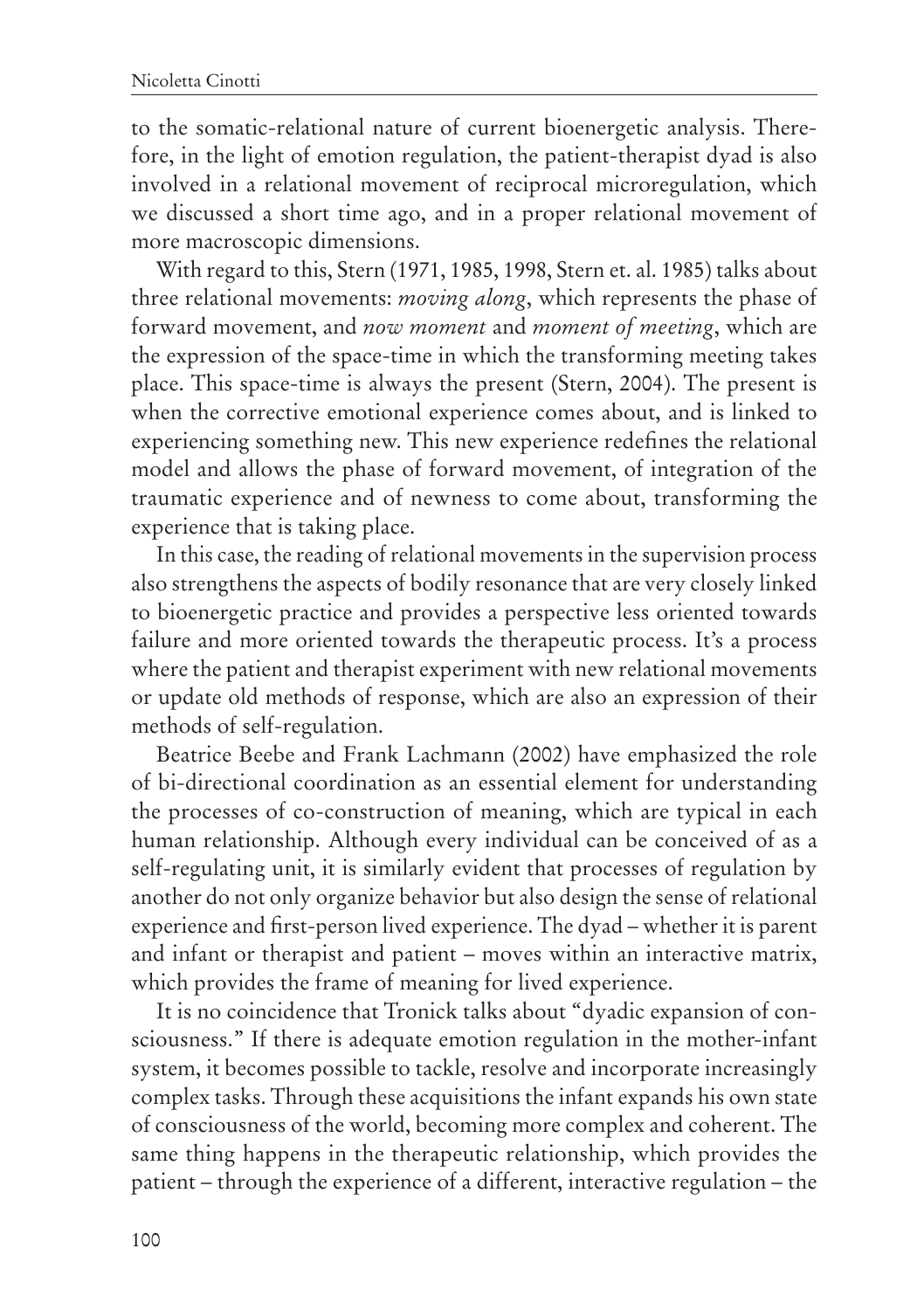to the somatic-relational nature of current bioenergetic analysis. Therefore, in the light of emotion regulation, the patient-therapist dyad is also involved in a relational movement of reciprocal microregulation, which we discussed a short time ago, and in a proper relational movement of more macroscopic dimensions.

With regard to this, Stern (1971, 1985, 1998, Stern et. al. 1985) talks about three relational movements: *moving along*, which represents the phase of forward movement, and *now moment* and *moment of meeting*, which are the expression of the space-time in which the transforming meeting takes place. This space-time is always the present (Stern, 2004). The present is when the corrective emotional experience comes about, and is linked to experiencing something new. This new experience redefines the relational model and allows the phase of forward movement, of integration of the traumatic experience and of newness to come about, transforming the experience that is taking place.

In this case, the reading of relational movements in the supervision process also strengthens the aspects of bodily resonance that are very closely linked to bioenergetic practice and provides a perspective less oriented towards failure and more oriented towards the therapeutic process. It's a process where the patient and therapist experiment with new relational movements or update old methods of response, which are also an expression of their methods of self-regulation.

Beatrice Beebe and Frank Lachmann (2002) have emphasized the role of bi-directional coordination as an essential element for understanding the processes of co-construction of meaning, which are typical in each human relationship. Although every individual can be conceived of as a self-regulating unit, it is similarly evident that processes of regulation by another do not only organize behavior but also design the sense of relational experience and first-person lived experience. The dyad – whether it is parent and infant or therapist and patient – moves within an interactive matrix, which provides the frame of meaning for lived experience.

It is no coincidence that Tronick talks about "dyadic expansion of consciousness." If there is adequate emotion regulation in the mother-infant system, it becomes possible to tackle, resolve and incorporate increasingly complex tasks. Through these acquisitions the infant expands his own state of consciousness of the world, becoming more complex and coherent. The same thing happens in the therapeutic relationship, which provides the patient – through the experience of a different, interactive regulation – the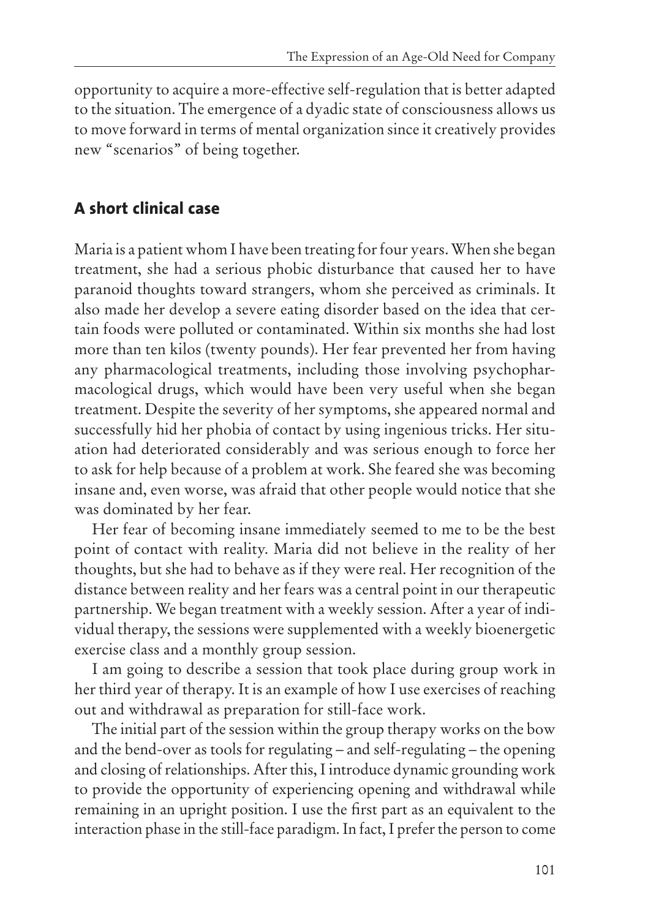opportunity to acquire a more-effective self-regulation that is better adapted to the situation. The emergence of a dyadic state of consciousness allows us to move forward in terms of mental organization since it creatively provides new "scenarios" of being together.

## A short clinical case

Maria is a patient whom I have been treating for four years. When she began treatment, she had a serious phobic disturbance that caused her to have paranoid thoughts toward strangers, whom she perceived as criminals. It also made her develop a severe eating disorder based on the idea that certain foods were polluted or contaminated. Within six months she had lost more than ten kilos (twenty pounds). Her fear prevented her from having any pharmacological treatments, including those involving psychopharmacological drugs, which would have been very useful when she began treatment. Despite the severity of her symptoms, she appeared normal and successfully hid her phobia of contact by using ingenious tricks. Her situation had deteriorated considerably and was serious enough to force her to ask for help because of a problem at work. She feared she was becoming insane and, even worse, was afraid that other people would notice that she was dominated by her fear.

Her fear of becoming insane immediately seemed to me to be the best point of contact with reality. Maria did not believe in the reality of her thoughts, but she had to behave as if they were real. Her recognition of the distance between reality and her fears was a central point in our therapeutic partnership. We began treatment with a weekly session. After a year of individual therapy, the sessions were supplemented with a weekly bioenergetic exercise class and a monthly group session.

I am going to describe a session that took place during group work in her third year of therapy. It is an example of how I use exercises of reaching out and withdrawal as preparation for still-face work.

The initial part of the session within the group therapy works on the bow and the bend-over as tools for regulating – and self-regulating – the opening and closing of relationships. After this, I introduce dynamic grounding work to provide the opportunity of experiencing opening and withdrawal while remaining in an upright position. I use the first part as an equivalent to the interaction phase in the still-face paradigm. In fact, I prefer the person to come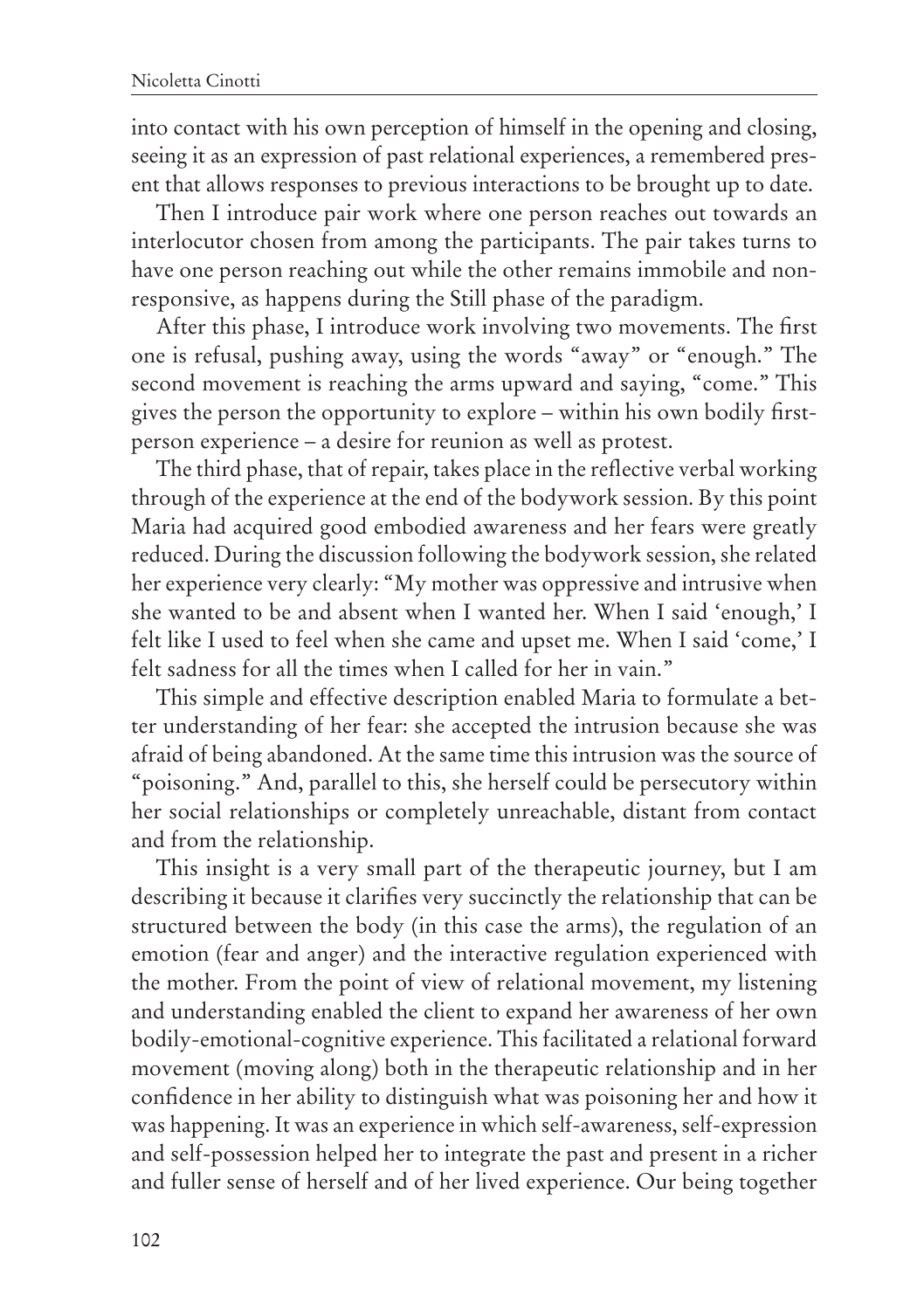into contact with his own perception of himself in the opening and closing, seeing it as an expression of past relational experiences, a remembered present that allows responses to previous interactions to be brought up to date.

Then I introduce pair work where one person reaches out towards an interlocutor chosen from among the participants. The pair takes turns to have one person reaching out while the other remains immobile and non-responsive, as happens during the Still phase of the paradigm.

After this phase, I introduce work involving two movements. The first one is refusal, pushing away, using the words "away" or "enough." The second movement is reaching the arms upward and saying, "come." This gives the person the opportunity to explore – within his own bodily first-person experience – a desire for reunion as well as protest.

The third phase, that of repair, takes place in the reflective verbal working through of the experience at the end of the bodywork session. By this point Maria had acquired good embodied awareness and her fears were greatly reduced. During the discussion following the bodywork session, she related her experience very clearly: "My mother was oppressive and intrusive when she wanted to be and absent when I wanted her. When I said 'enough,' I felt like I used to feel when she came and upset me. When I said 'come,' I felt sadness for all the times when I called for her in vain."

This simple and effective description enabled Maria to formulate a better understanding of her fear: she accepted the intrusion because she was afraid of being abandoned. At the same time this intrusion was the source of "poisoning." And, parallel to this, she herself could be persecutory within her social relationships or completely unreachable, distant from contact and from the relationship.

This insight is a very small part of the therapeutic journey, but I am describing it because it clarifies very succinctly the relationship that can be structured between the body (in this case the arms), the regulation of an emotion (fear and anger) and the interactive regulation experienced with the mother. From the point of view of relational movement, my listening and understanding enabled the client to expand her awareness of her own bodily-emotional-cognitive experience. This facilitated a relational forward movement (moving along) both in the therapeutic relationship and in her confidence in her ability to distinguish what was poisoning her and how it was happening. It was an experience in which self-awareness, self-expression and self-possession helped her to integrate the past and present in a richer and fuller sense of herself and of her lived experience. Our being together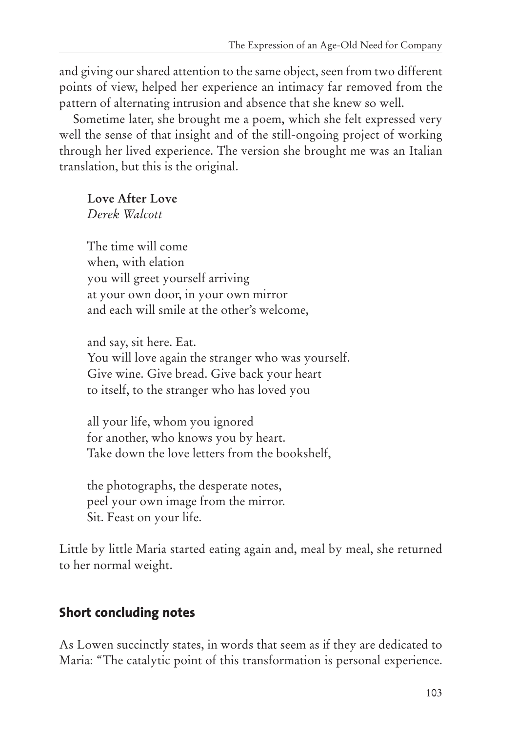and giving our shared attention to the same object, seen from two different points of view, helped her experience an intimacy far removed from the pattern of alternating intrusion and absence that she knew so well.

Sometime later, she brought me a poem, which she felt expressed very well the sense of that insight and of the still-ongoing project of working through her lived experience. The version she brought me was an Italian translation, but this is the original.

**Love After Love**
*Derek Walcott*

The time will come
when, with elation
you will greet yourself arriving
at your own door, in your own mirror
and each will smile at the other's welcome,

and say, sit here. Eat.
You will love again the stranger who was yourself.
Give wine. Give bread. Give back your heart
to itself, to the stranger who has loved you

all your life, whom you ignored
for another, who knows you by heart.
Take down the love letters from the bookshelf,

the photographs, the desperate notes,
peel your own image from the mirror.
Sit. Feast on your life.

Little by little Maria started eating again and, meal by meal, she returned to her normal weight.

## Short concluding notes

As Lowen succinctly states, in words that seem as if they are dedicated to Maria: "The catalytic point of this transformation is personal experience.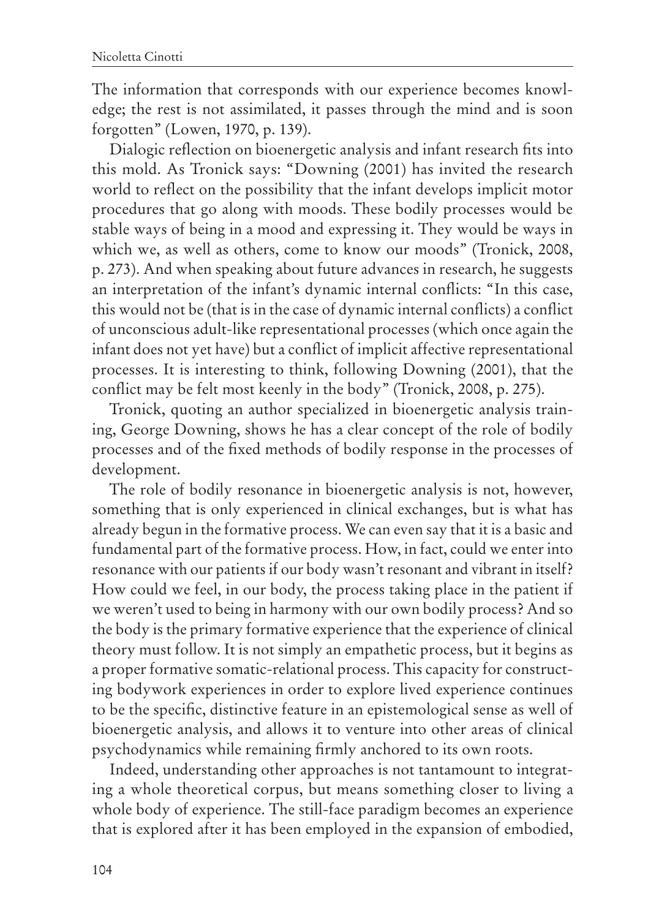The information that corresponds with our experience becomes knowledge; the rest is not assimilated, it passes through the mind and is soon forgotten" (Lowen, 1970, p. 139).

Dialogic reflection on bioenergetic analysis and infant research fits into this mold. As Tronick says: "Downing (2001) has invited the research world to reflect on the possibility that the infant develops implicit motor procedures that go along with moods. These bodily processes would be stable ways of being in a mood and expressing it. They would be ways in which we, as well as others, come to know our moods" (Tronick, 2008, p. 273). And when speaking about future advances in research, he suggests an interpretation of the infant's dynamic internal conflicts: "In this case, this would not be (that is in the case of dynamic internal conflicts) a conflict of unconscious adult-like representational processes (which once again the infant does not yet have) but a conflict of implicit affective representational processes. It is interesting to think, following Downing (2001), that the conflict may be felt most keenly in the body" (Tronick, 2008, p. 275).

Tronick, quoting an author specialized in bioenergetic analysis training, George Downing, shows he has a clear concept of the role of bodily processes and of the fixed methods of bodily response in the processes of development.

The role of bodily resonance in bioenergetic analysis is not, however, something that is only experienced in clinical exchanges, but is what has already begun in the formative process. We can even say that it is a basic and fundamental part of the formative process. How, in fact, could we enter into resonance with our patients if our body wasn't resonant and vibrant in itself? How could we feel, in our body, the process taking place in the patient if we weren't used to being in harmony with our own bodily process? And so the body is the primary formative experience that the experience of clinical theory must follow. It is not simply an empathetic process, but it begins as a proper formative somatic-relational process. This capacity for constructing bodywork experiences in order to explore lived experience continues to be the specific, distinctive feature in an epistemological sense as well of bioenergetic analysis, and allows it to venture into other areas of clinical psychodynamics while remaining firmly anchored to its own roots.

Indeed, understanding other approaches is not tantamount to integrating a whole theoretical corpus, but means something closer to living a whole body of experience. The still-face paradigm becomes an experience that is explored after it has been employed in the expansion of embodied,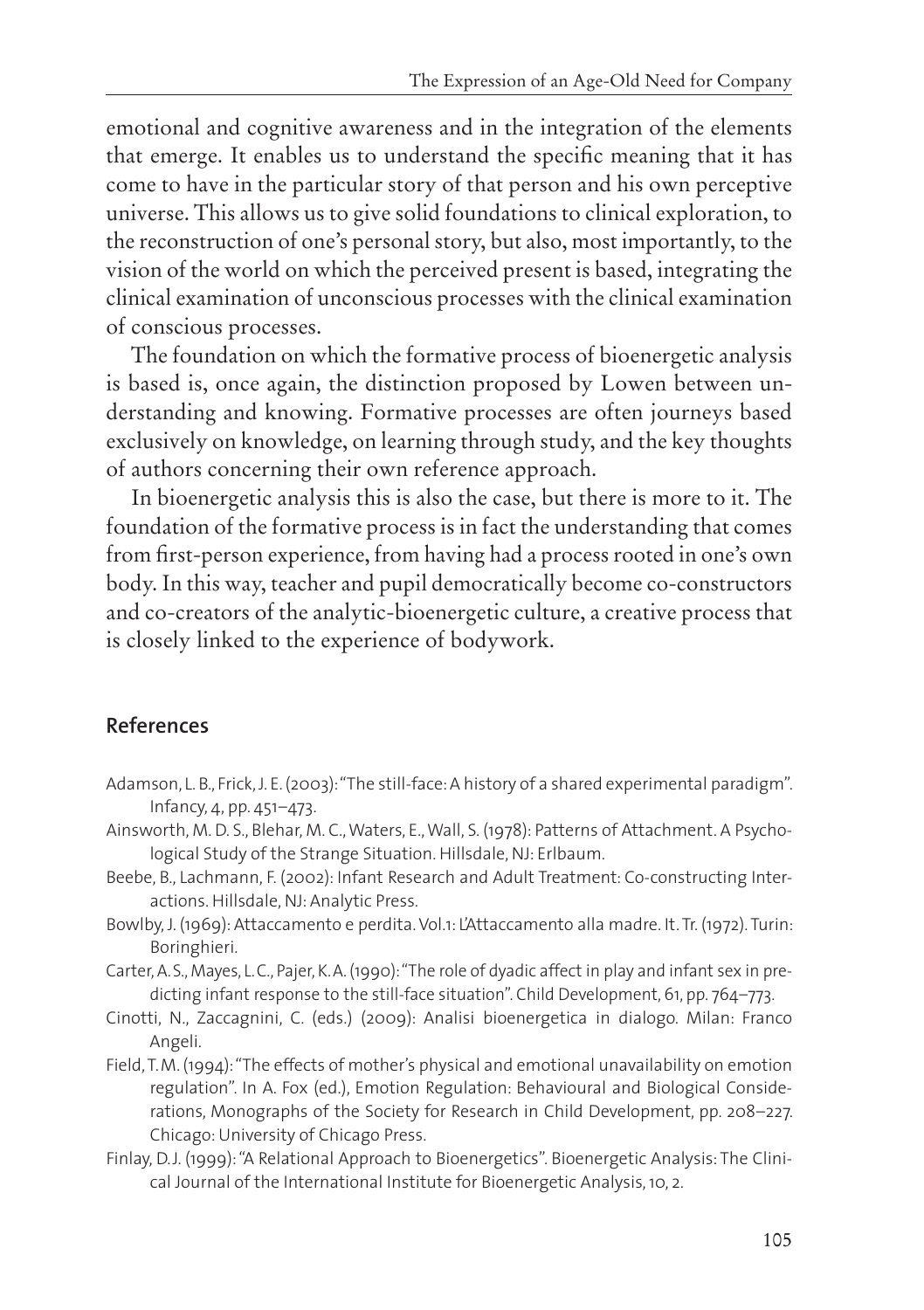emotional and cognitive awareness and in the integration of the elements that emerge. It enables us to understand the specific meaning that it has come to have in the particular story of that person and his own perceptive universe. This allows us to give solid foundations to clinical exploration, to the reconstruction of one's personal story, but also, most importantly, to the vision of the world on which the perceived present is based, integrating the clinical examination of unconscious processes with the clinical examination of conscious processes.

The foundation on which the formative process of bioenergetic analysis is based is, once again, the distinction proposed by Lowen between understanding and knowing. Formative processes are often journeys based exclusively on knowledge, on learning through study, and the key thoughts of authors concerning their own reference approach.

In bioenergetic analysis this is also the case, but there is more to it. The foundation of the formative process is in fact the understanding that comes from first-person experience, from having had a process rooted in one's own body. In this way, teacher and pupil democratically become co-constructors and co-creators of the analytic-bioenergetic culture, a creative process that is closely linked to the experience of bodywork.

## References

Adamson, L. B., Frick, J. E. (2003): "The still-face: A history of a shared experimental paradigm". Infancy, 4, pp. 451–473.

Ainsworth, M. D. S., Blehar, M. C., Waters, E., Wall, S. (1978): Patterns of Attachment. A Psychological Study of the Strange Situation. Hillsdale, NJ: Erlbaum.

Beebe, B., Lachmann, F. (2002): Infant Research and Adult Treatment: Co-constructing Interactions. Hillsdale, NJ: Analytic Press.

Bowlby, J. (1969): Attaccamento e perdita. Vol.1: L'Attaccamento alla madre. It. Tr. (1972). Turin: Boringhieri.

Carter, A. S., Mayes, L. C., Pajer, K. A. (1990): "The role of dyadic affect in play and infant sex in predicting infant response to the still-face situation". Child Development, 61, pp. 764–773.

Cinotti, N., Zaccagnini, C. (eds.) (2009): Analisi bioenergetica in dialogo. Milan: Franco Angeli.

Field, T. M. (1994): "The effects of mother's physical and emotional unavailability on emotion regulation". In A. Fox (ed.), Emotion Regulation: Behavioural and Biological Considerations, Monographs of the Society for Research in Child Development, pp. 208–227. Chicago: University of Chicago Press.

Finlay, D. J. (1999): "A Relational Approach to Bioenergetics". Bioenergetic Analysis: The Clinical Journal of the International Institute for Bioenergetic Analysis, 10, 2.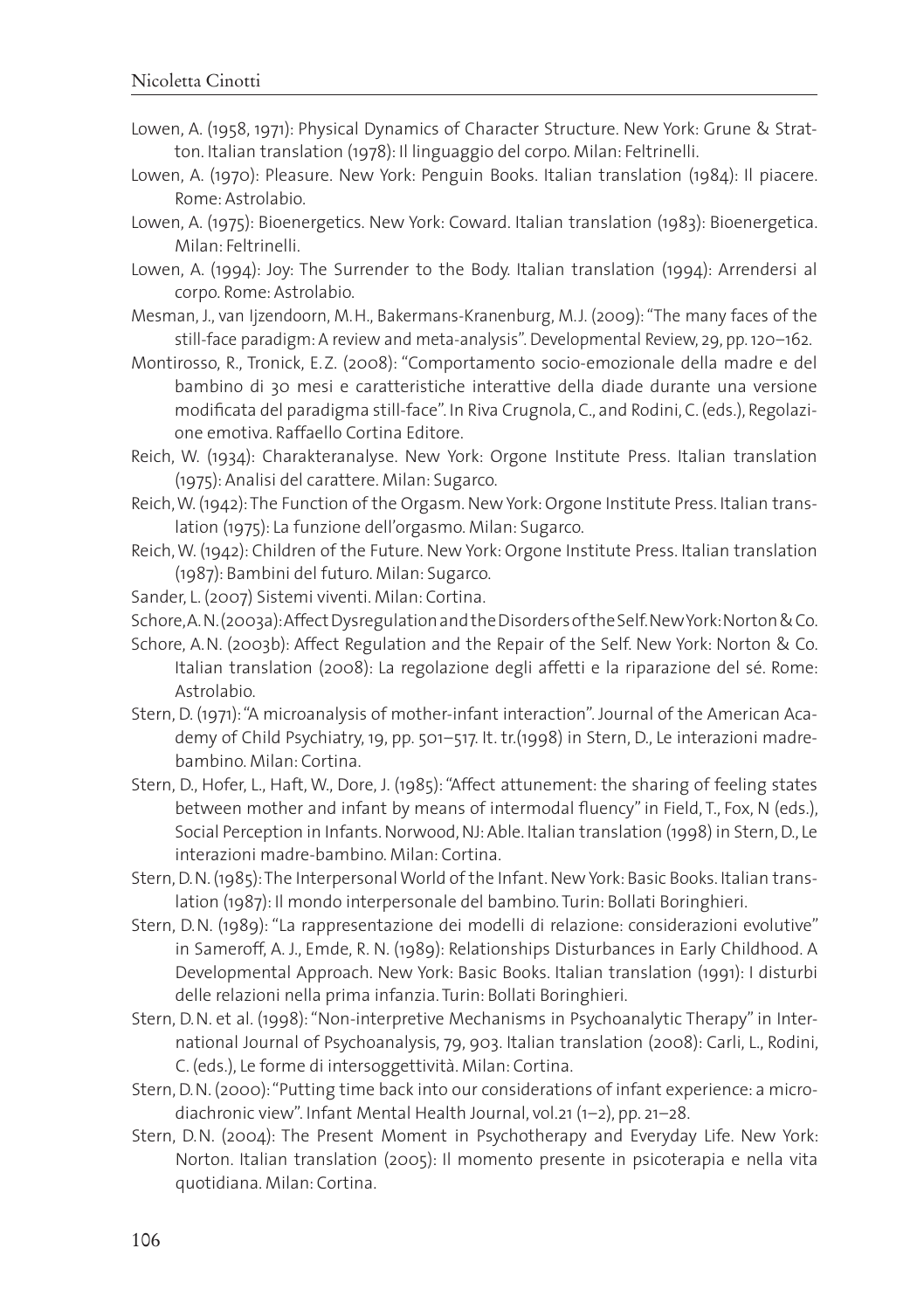Lowen, A. (1958, 1971): Physical Dynamics of Character Structure. New York: Grune & Stratton. Italian translation (1978): Il linguaggio del corpo. Milan: Feltrinelli.

Lowen, A. (1970): Pleasure. New York: Penguin Books. Italian translation (1984): Il piacere. Rome: Astrolabio.

Lowen, A. (1975): Bioenergetics. New York: Coward. Italian translation (1983): Bioenergetica. Milan: Feltrinelli.

Lowen, A. (1994): Joy: The Surrender to the Body. Italian translation (1994): Arrendersi al corpo. Rome: Astrolabio.

Mesman, J., van Ijzendoorn, M.H., Bakermans-Kranenburg, M.J. (2009): "The many faces of the still-face paradigm: A review and meta-analysis". Developmental Review, 29, pp. 120–162.

Montirosso, R., Tronick, E.Z. (2008): "Comportamento socio-emozionale della madre e del bambino di 30 mesi e caratteristiche interattive della diade durante una versione modificata del paradigma still-face". In Riva Crugnola, C., and Rodini, C. (eds.), Regolazione emotiva. Raffaello Cortina Editore.

Reich, W. (1934): Charakteranalyse. New York: Orgone Institute Press. Italian translation (1975): Analisi del carattere. Milan: Sugarco.

Reich, W. (1942): The Function of the Orgasm. New York: Orgone Institute Press. Italian translation (1975): La funzione dell'orgasmo. Milan: Sugarco.

Reich, W. (1942): Children of the Future. New York: Orgone Institute Press. Italian translation (1987): Bambini del futuro. Milan: Sugarco.

Sander, L. (2007) Sistemi viventi. Milan: Cortina.

Schore, A.N. (2003a): Affect Dysregulation and the Disorders of the Self. New York: Norton & Co.

Schore, A.N. (2003b): Affect Regulation and the Repair of the Self. New York: Norton & Co. Italian translation (2008): La regolazione degli affetti e la riparazione del sé. Rome: Astrolabio.

Stern, D. (1971): "A microanalysis of mother-infant interaction". Journal of the American Academy of Child Psychiatry, 19, pp. 501–517. It. tr.(1998) in Stern, D., Le interazioni madre-bambino. Milan: Cortina.

Stern, D., Hofer, L., Haft, W., Dore, J. (1985): "Affect attunement: the sharing of feeling states between mother and infant by means of intermodal fluency" in Field, T., Fox, N (eds.), Social Perception in Infants. Norwood, NJ: Able. Italian translation (1998) in Stern, D., Le interazioni madre-bambino. Milan: Cortina.

Stern, D.N. (1985): The Interpersonal World of the Infant. New York: Basic Books. Italian translation (1987): Il mondo interpersonale del bambino. Turin: Bollati Boringhieri.

Stern, D.N. (1989): "La rappresentazione dei modelli di relazione: considerazioni evolutive" in Sameroff, A. J., Emde, R. N. (1989): Relationships Disturbances in Early Childhood. A Developmental Approach. New York: Basic Books. Italian translation (1991): I disturbi delle relazioni nella prima infanzia. Turin: Bollati Boringhieri.

Stern, D.N. et al. (1998): "Non-interpretive Mechanisms in Psychoanalytic Therapy" in International Journal of Psychoanalysis, 79, 903. Italian translation (2008): Carli, L., Rodini, C. (eds.), Le forme di intersoggettività. Milan: Cortina.

Stern, D.N. (2000): "Putting time back into our considerations of infant experience: a microdiachronic view". Infant Mental Health Journal, vol.21 (1–2), pp. 21–28.

Stern, D.N. (2004): The Present Moment in Psychotherapy and Everyday Life. New York: Norton. Italian translation (2005): Il momento presente in psicoterapia e nella vita quotidiana. Milan: Cortina.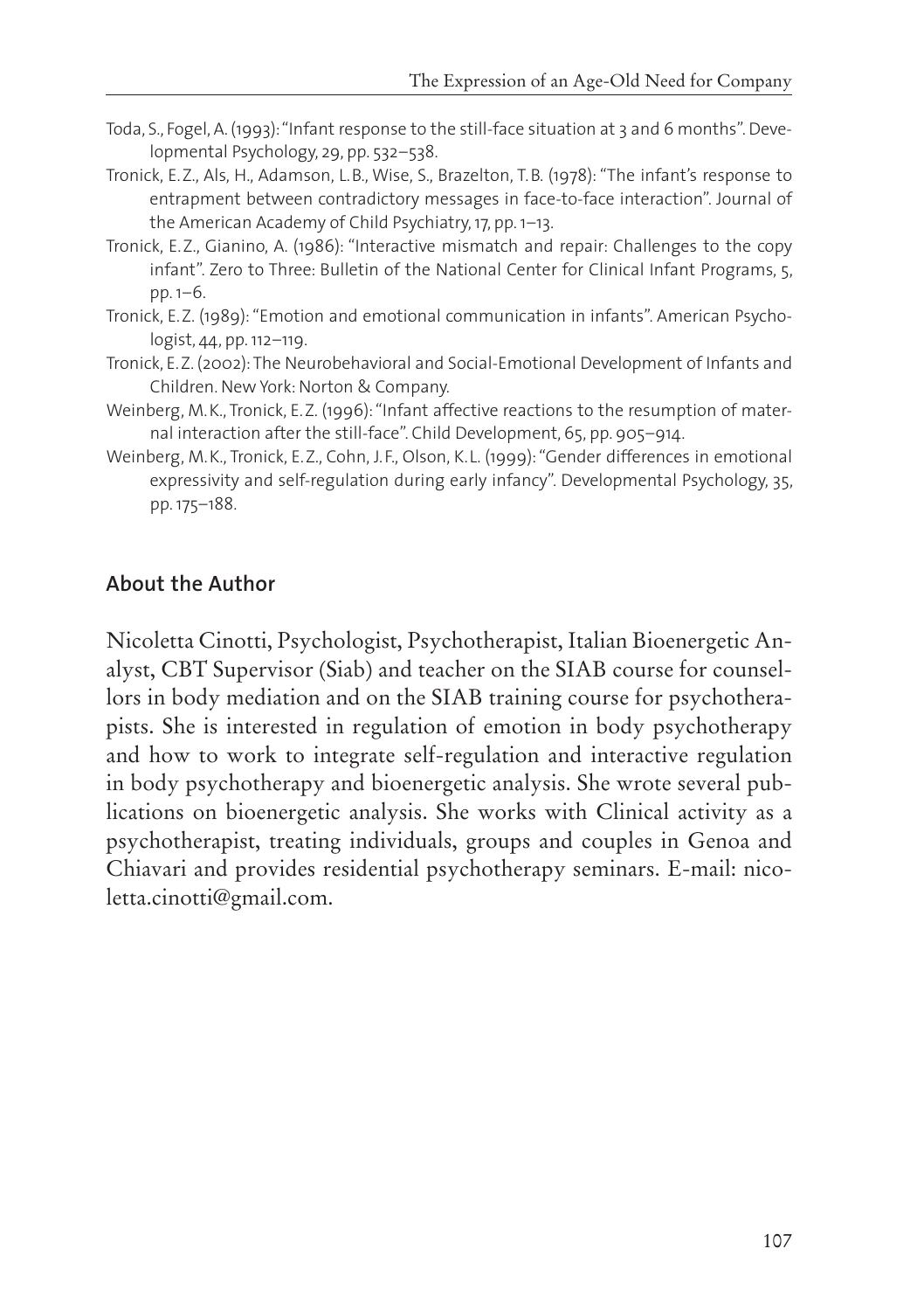Toda, S., Fogel, A. (1993): "Infant response to the still-face situation at 3 and 6 months". Developmental Psychology, 29, pp. 532–538.

Tronick, E.Z., Als, H., Adamson, L.B., Wise, S., Brazelton, T.B. (1978): "The infant's response to entrapment between contradictory messages in face-to-face interaction". Journal of the American Academy of Child Psychiatry, 17, pp. 1–13.

Tronick, E.Z., Gianino, A. (1986): "Interactive mismatch and repair: Challenges to the copy infant". Zero to Three: Bulletin of the National Center for Clinical Infant Programs, 5, pp. 1–6.

Tronick, E.Z. (1989): "Emotion and emotional communication in infants". American Psychologist, 44, pp. 112–119.

Tronick, E.Z. (2002): The Neurobehavioral and Social-Emotional Development of Infants and Children. New York: Norton & Company.

Weinberg, M.K., Tronick, E.Z. (1996): "Infant affective reactions to the resumption of maternal interaction after the still-face". Child Development, 65, pp. 905–914.

Weinberg, M.K., Tronick, E.Z., Cohn, J.F., Olson, K.L. (1999): "Gender differences in emotional expressivity and self-regulation during early infancy". Developmental Psychology, 35, pp. 175–188.

## About the Author

Nicoletta Cinotti, Psychologist, Psychotherapist, Italian Bioenergetic Analyst, CBT Supervisor (Siab) and teacher on the SIAB course for counsellors in body mediation and on the SIAB training course for psychotherapists. She is interested in regulation of emotion in body psychotherapy and how to work to integrate self-regulation and interactive regulation in body psychotherapy and bioenergetic analysis. She wrote several publications on bioenergetic analysis. She works with Clinical activity as a psychotherapist, treating individuals, groups and couples in Genoa and Chiavari and provides residential psychotherapy seminars. E-mail: nicoletta.cinotti@gmail.com.